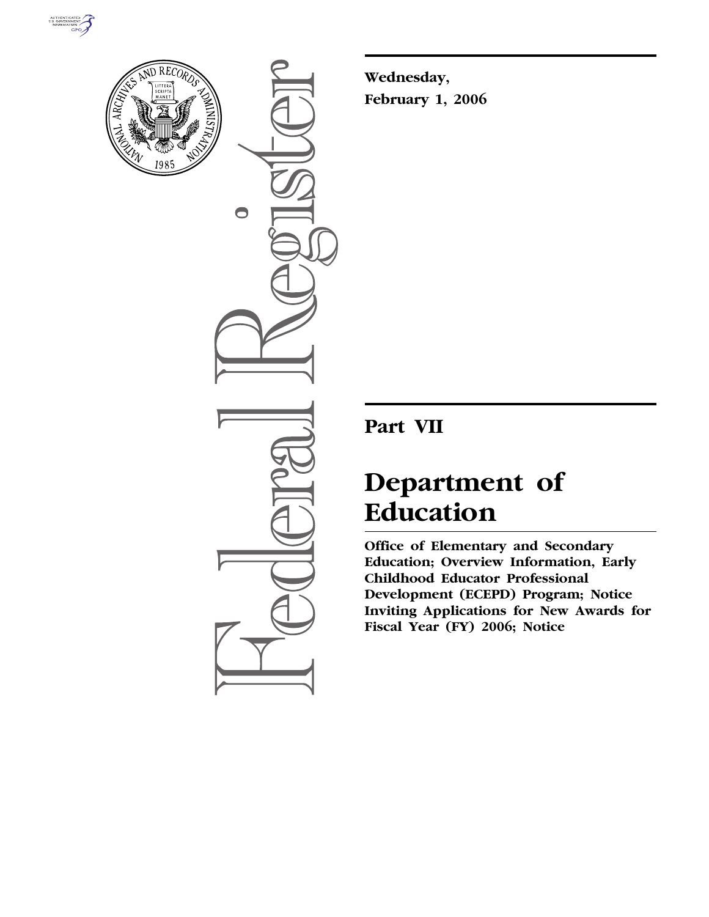**Wednesday,**
**February 1, 2006**

# Part VII

# Department of Education

**Office of Elementary and Secondary Education; Overview Information, Early Childhood Educator Professional Development (ECEPD) Program; Notice Inviting Applications for New Awards for Fiscal Year (FY) 2006; Notice**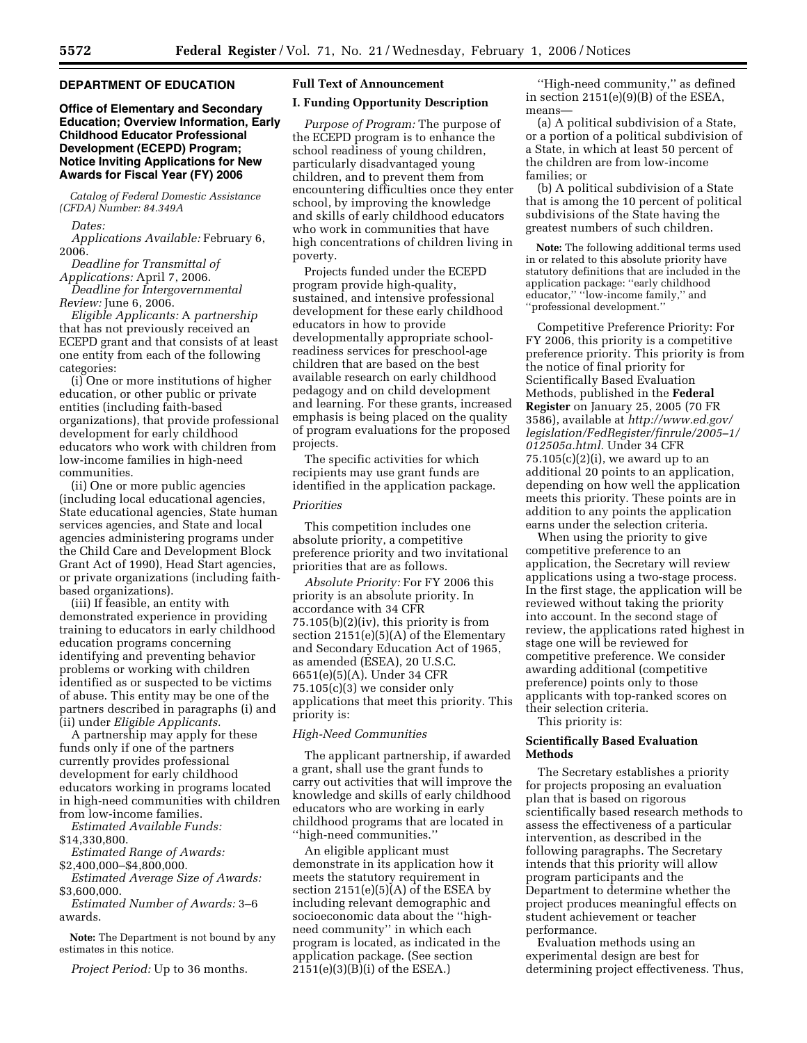## DEPARTMENT OF EDUCATION

### Office of Elementary and Secondary Education; Overview Information, Early Childhood Educator Professional Development (ECEPD) Program; Notice Inviting Applications for New Awards for Fiscal Year (FY) 2006

*Catalog of Federal Domestic Assistance (CFDA) Number: 84.349A*

*Dates:*

*Applications Available:* February 6, 2006.

*Deadline for Transmittal of Applications:* April 7, 2006.

*Deadline for Intergovernmental Review:* June 6, 2006.

*Eligible Applicants:* A *partnership* that has not previously received an ECEPD grant and that consists of at least one entity from each of the following categories:

(i) One or more institutions of higher education, or other public or private entities (including faith-based organizations), that provide professional development for early childhood educators who work with children from low-income families in high-need communities.

(ii) One or more public agencies (including local educational agencies, State educational agencies, State human services agencies, and State and local agencies administering programs under the Child Care and Development Block Grant Act of 1990), Head Start agencies, or private organizations (including faith-based organizations).

(iii) If feasible, an entity with demonstrated experience in providing training to educators in early childhood education programs concerning identifying and preventing behavior problems or working with children identified as or suspected to be victims of abuse. This entity may be one of the partners described in paragraphs (i) and (ii) under *Eligible Applicants.*

A partnership may apply for these funds only if one of the partners currently provides professional development for early childhood educators working in programs located in high-need communities with children from low-income families.

*Estimated Available Funds:* $14,330,800.

*Estimated Range of Awards:* $2,400,000–$4,800,000.

*Estimated Average Size of Awards:* $3,600,000.

*Estimated Number of Awards:* 3–6 awards.

**Note:** The Department is not bound by any estimates in this notice.

*Project Period:* Up to 36 months.

**Full Text of Announcement**

**I. Funding Opportunity Description**

*Purpose of Program:* The purpose of the ECEPD program is to enhance the school readiness of young children, particularly disadvantaged young children, and to prevent them from encountering difficulties once they enter school, by improving the knowledge and skills of early childhood educators who work in communities that have high concentrations of children living in poverty.

Projects funded under the ECEPD program provide high-quality, sustained, and intensive professional development for these early childhood educators in how to provide developmentally appropriate school-readiness services for preschool-age children that are based on the best available research on early childhood pedagogy and on child development and learning. For these grants, increased emphasis is being placed on the quality of program evaluations for the proposed projects.

The specific activities for which recipients may use grant funds are identified in the application package.

*Priorities*

This competition includes one absolute priority, a competitive preference priority and two invitational priorities that are as follows.

*Absolute Priority:* For FY 2006 this priority is an absolute priority. In accordance with 34 CFR 75.105(b)(2)(iv), this priority is from section 2151(e)(5)(A) of the Elementary and Secondary Education Act of 1965, as amended (ESEA), 20 U.S.C. 6651(e)(5)(A). Under 34 CFR 75.105(c)(3) we consider only applications that meet this priority. This priority is:

*High-Need Communities*

The applicant partnership, if awarded a grant, shall use the grant funds to carry out activities that will improve the knowledge and skills of early childhood educators who are working in early childhood programs that are located in ''high-need communities.''

An eligible applicant must demonstrate in its application how it meets the statutory requirement in section 2151(e)(5)(A) of the ESEA by including relevant demographic and socioeconomic data about the ''high-need community'' in which each program is located, as indicated in the application package. (See section 2151(e)(3)(B)(i) of the ESEA.)

''High-need community,'' as defined in section 2151(e)(9)(B) of the ESEA, means—

(a) A political subdivision of a State, or a portion of a political subdivision of a State, in which at least 50 percent of the children are from low-income families; or

(b) A political subdivision of a State that is among the 10 percent of political subdivisions of the State having the greatest numbers of such children.

**Note:** The following additional terms used in or related to this absolute priority have statutory definitions that are included in the application package: ''early childhood educator,'' ''low-income family,'' and ''professional development.''

Competitive Preference Priority: For FY 2006, this priority is a competitive preference priority. This priority is from the notice of final priority for Scientifically Based Evaluation Methods, published in the **Federal Register** on January 25, 2005 (70 FR 3586), available at *http://www.ed.gov/legislation/FedRegister/finrule/2005–1/012505a.html.* Under 34 CFR 75.105(c)(2)(i), we award up to an additional 20 points to an application, depending on how well the application meets this priority. These points are in addition to any points the application earns under the selection criteria.

When using the priority to give competitive preference to an application, the Secretary will review applications using a two-stage process. In the first stage, the application will be reviewed without taking the priority into account. In the second stage of review, the applications rated highest in stage one will be reviewed for competitive preference. We consider awarding additional (competitive preference) points only to those applicants with top-ranked scores on their selection criteria.

This priority is:

**Scientifically Based Evaluation Methods**

The Secretary establishes a priority for projects proposing an evaluation plan that is based on rigorous scientifically based research methods to assess the effectiveness of a particular intervention, as described in the following paragraphs. The Secretary intends that this priority will allow program participants and the Department to determine whether the project produces meaningful effects on student achievement or teacher performance.

Evaluation methods using an experimental design are best for determining project effectiveness. Thus,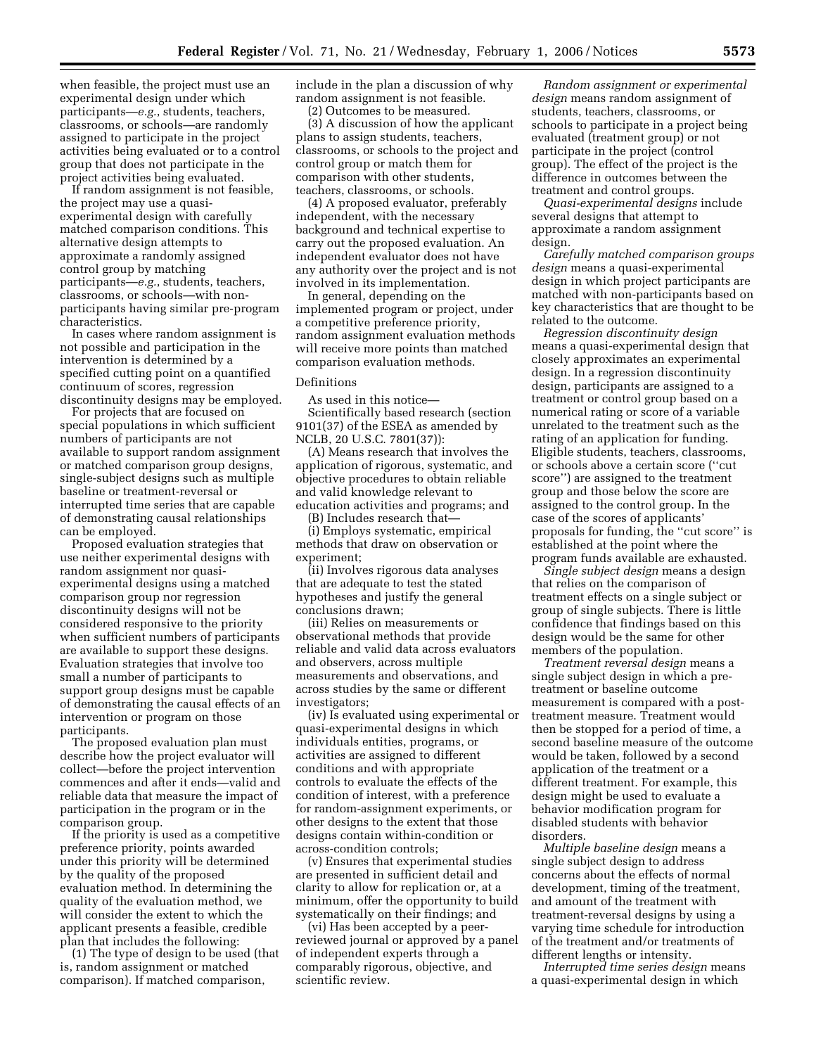when feasible, the project must use an experimental design under which participants—*e.g.*, students, teachers, classrooms, or schools—are randomly assigned to participate in the project activities being evaluated or to a control group that does not participate in the project activities being evaluated.

If random assignment is not feasible, the project may use a quasi-experimental design with carefully matched comparison conditions. This alternative design attempts to approximate a randomly assigned control group by matching participants—*e.g.*, students, teachers, classrooms, or schools—with non-participants having similar pre-program characteristics.

In cases where random assignment is not possible and participation in the intervention is determined by a specified cutting point on a quantified continuum of scores, regression discontinuity designs may be employed.

For projects that are focused on special populations in which sufficient numbers of participants are not available to support random assignment or matched comparison group designs, single-subject designs such as multiple baseline or treatment-reversal or interrupted time series that are capable of demonstrating causal relationships can be employed.

Proposed evaluation strategies that use neither experimental designs with random assignment nor quasi-experimental designs using a matched comparison group nor regression discontinuity designs will not be considered responsive to the priority when sufficient numbers of participants are available to support these designs. Evaluation strategies that involve too small a number of participants to support group designs must be capable of demonstrating the causal effects of an intervention or program on those participants.

The proposed evaluation plan must describe how the project evaluator will collect—before the project intervention commences and after it ends—valid and reliable data that measure the impact of participation in the program or in the comparison group.

If the priority is used as a competitive preference priority, points awarded under this priority will be determined by the quality of the proposed evaluation method. In determining the quality of the evaluation method, we will consider the extent to which the applicant presents a feasible, credible plan that includes the following:

(1) The type of design to be used (that is, random assignment or matched comparison). If matched comparison, include in the plan a discussion of why random assignment is not feasible.

(2) Outcomes to be measured.

(3) A discussion of how the applicant plans to assign students, teachers, classrooms, or schools to the project and control group or match them for comparison with other students, teachers, classrooms, or schools.

(4) A proposed evaluator, preferably independent, with the necessary background and technical expertise to carry out the proposed evaluation. An independent evaluator does not have any authority over the project and is not involved in its implementation.

In general, depending on the implemented program or project, under a competitive preference priority, random assignment evaluation methods will receive more points than matched comparison evaluation methods.

Definitions

As used in this notice—

Scientifically based research (section 9101(37) of the ESEA as amended by NCLB, 20 U.S.C. 7801(37)):

(A) Means research that involves the application of rigorous, systematic, and objective procedures to obtain reliable and valid knowledge relevant to education activities and programs; and

(B) Includes research that—

(i) Employs systematic, empirical methods that draw on observation or experiment;

(ii) Involves rigorous data analyses that are adequate to test the stated hypotheses and justify the general conclusions drawn;

(iii) Relies on measurements or observational methods that provide reliable and valid data across evaluators and observers, across multiple measurements and observations, and across studies by the same or different investigators;

(iv) Is evaluated using experimental or quasi-experimental designs in which individuals entities, programs, or activities are assigned to different conditions and with appropriate controls to evaluate the effects of the condition of interest, with a preference for random-assignment experiments, or other designs to the extent that those designs contain within-condition or across-condition controls;

(v) Ensures that experimental studies are presented in sufficient detail and clarity to allow for replication or, at a minimum, offer the opportunity to build systematically on their findings; and

(vi) Has been accepted by a peer-reviewed journal or approved by a panel of independent experts through a comparably rigorous, objective, and scientific review.

*Random assignment or experimental design* means random assignment of students, teachers, classrooms, or schools to participate in a project being evaluated (treatment group) or not participate in the project (control group). The effect of the project is the difference in outcomes between the treatment and control groups.

*Quasi-experimental designs* include several designs that attempt to approximate a random assignment design.

*Carefully matched comparison groups design* means a quasi-experimental design in which project participants are matched with non-participants based on key characteristics that are thought to be related to the outcome.

*Regression discontinuity design* means a quasi-experimental design that closely approximates an experimental design. In a regression discontinuity design, participants are assigned to a treatment or control group based on a numerical rating or score of a variable unrelated to the treatment such as the rating of an application for funding. Eligible students, teachers, classrooms, or schools above a certain score (''cut score'') are assigned to the treatment group and those below the score are assigned to the control group. In the case of the scores of applicants' proposals for funding, the ''cut score'' is established at the point where the program funds available are exhausted.

*Single subject design* means a design that relies on the comparison of treatment effects on a single subject or group of single subjects. There is little confidence that findings based on this design would be the same for other members of the population.

*Treatment reversal design* means a single subject design in which a pre-treatment or baseline outcome measurement is compared with a post-treatment measure. Treatment would then be stopped for a period of time, a second baseline measure of the outcome would be taken, followed by a second application of the treatment or a different treatment. For example, this design might be used to evaluate a behavior modification program for disabled students with behavior disorders.

*Multiple baseline design* means a single subject design to address concerns about the effects of normal development, timing of the treatment, and amount of the treatment with treatment-reversal designs by using a varying time schedule for introduction of the treatment and/or treatments of different lengths or intensity.

*Interrupted time series design* means a quasi-experimental design in which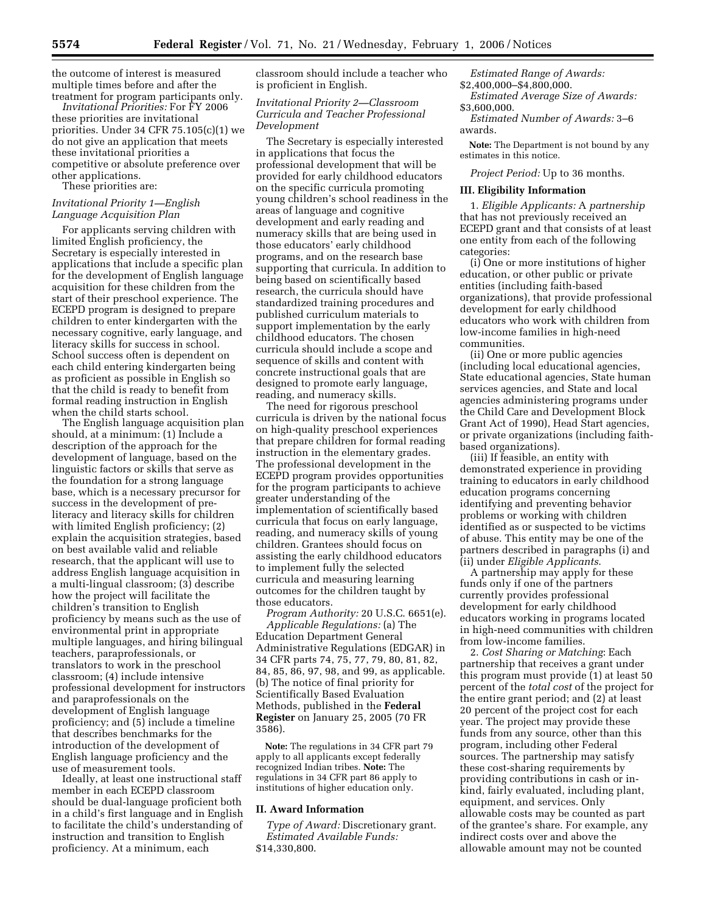the outcome of interest is measured multiple times before and after the treatment for program participants only.

*Invitational Priorities:* For FY 2006 these priorities are invitational priorities. Under 34 CFR 75.105(c)(1) we do not give an application that meets these invitational priorities a competitive or absolute preference over other applications.

These priorities are:

*Invitational Priority 1—English Language Acquisition Plan*

For applicants serving children with limited English proficiency, the Secretary is especially interested in applications that include a specific plan for the development of English language acquisition for these children from the start of their preschool experience. The ECEPD program is designed to prepare children to enter kindergarten with the necessary cognitive, early language, and literacy skills for success in school. School success often is dependent on each child entering kindergarten being as proficient as possible in English so that the child is ready to benefit from formal reading instruction in English when the child starts school.

The English language acquisition plan should, at a minimum: (1) Include a description of the approach for the development of language, based on the linguistic factors or skills that serve as the foundation for a strong language base, which is a necessary precursor for success in the development of pre-literacy and literacy skills for children with limited English proficiency; (2) explain the acquisition strategies, based on best available valid and reliable research, that the applicant will use to address English language acquisition in a multi-lingual classroom; (3) describe how the project will facilitate the children's transition to English proficiency by means such as the use of environmental print in appropriate multiple languages, and hiring bilingual teachers, paraprofessionals, or translators to work in the preschool classroom; (4) include intensive professional development for instructors and paraprofessionals on the development of English language proficiency; and (5) include a timeline that describes benchmarks for the introduction of the development of English language proficiency and the use of measurement tools.

Ideally, at least one instructional staff member in each ECEPD classroom should be dual-language proficient both in a child's first language and in English to facilitate the child's understanding of instruction and transition to English proficiency. At a minimum, each classroom should include a teacher who is proficient in English.

*Invitational Priority 2—Classroom Curricula and Teacher Professional Development*

The Secretary is especially interested in applications that focus the professional development that will be provided for early childhood educators on the specific curricula promoting young children's school readiness in the areas of language and cognitive development and early reading and numeracy skills that are being used in those educators' early childhood programs, and on the research base supporting that curricula. In addition to being based on scientifically based research, the curricula should have standardized training procedures and published curriculum materials to support implementation by the early childhood educators. The chosen curricula should include a scope and sequence of skills and content with concrete instructional goals that are designed to promote early language, reading, and numeracy skills.

The need for rigorous preschool curricula is driven by the national focus on high-quality preschool experiences that prepare children for formal reading instruction in the elementary grades. The professional development in the ECEPD program provides opportunities for the program participants to achieve greater understanding of the implementation of scientifically based curricula that focus on early language, reading, and numeracy skills of young children. Grantees should focus on assisting the early childhood educators to implement fully the selected curricula and measuring learning outcomes for the children taught by those educators.

*Program Authority:* 20 U.S.C. 6651(e).

*Applicable Regulations:* (a) The Education Department General Administrative Regulations (EDGAR) in 34 CFR parts 74, 75, 77, 79, 80, 81, 82, 84, 85, 86, 97, 98, and 99, as applicable. (b) The notice of final priority for Scientifically Based Evaluation Methods, published in the **Federal Register** on January 25, 2005 (70 FR 3586).

**Note:** The regulations in 34 CFR part 79 apply to all applicants except federally recognized Indian tribes. **Note:** The regulations in 34 CFR part 86 apply to institutions of higher education only.

## II. Award Information

*Type of Award:* Discretionary grant.

*Estimated Available Funds:* $14,330,800.

*Estimated Range of Awards:* $2,400,000–$4,800,000.

*Estimated Average Size of Awards:* $3,600,000.

*Estimated Number of Awards:* 3–6 awards.

**Note:** The Department is not bound by any estimates in this notice.

*Project Period:* Up to 36 months.

## III. Eligibility Information

1. *Eligible Applicants:* A *partnership* that has not previously received an ECEPD grant and that consists of at least one entity from each of the following categories:

(i) One or more institutions of higher education, or other public or private entities (including faith-based organizations), that provide professional development for early childhood educators who work with children from low-income families in high-need communities.

(ii) One or more public agencies (including local educational agencies, State educational agencies, State human services agencies, and State and local agencies administering programs under the Child Care and Development Block Grant Act of 1990), Head Start agencies, or private organizations (including faith-based organizations).

(iii) If feasible, an entity with demonstrated experience in providing training to educators in early childhood education programs concerning identifying and preventing behavior problems or working with children identified as or suspected to be victims of abuse. This entity may be one of the partners described in paragraphs (i) and (ii) under *Eligible Applicants*.

A partnership may apply for these funds only if one of the partners currently provides professional development for early childhood educators working in programs located in high-need communities with children from low-income families.

2. *Cost Sharing or Matching*: Each partnership that receives a grant under this program must provide (1) at least 50 percent of the *total cost* of the project for the entire grant period; and (2) at least 20 percent of the project cost for each year. The project may provide these funds from any source, other than this program, including other Federal sources. The partnership may satisfy these cost-sharing requirements by providing contributions in cash or in-kind, fairly evaluated, including plant, equipment, and services. Only allowable costs may be counted as part of the grantee's share. For example, any indirect costs over and above the allowable amount may not be counted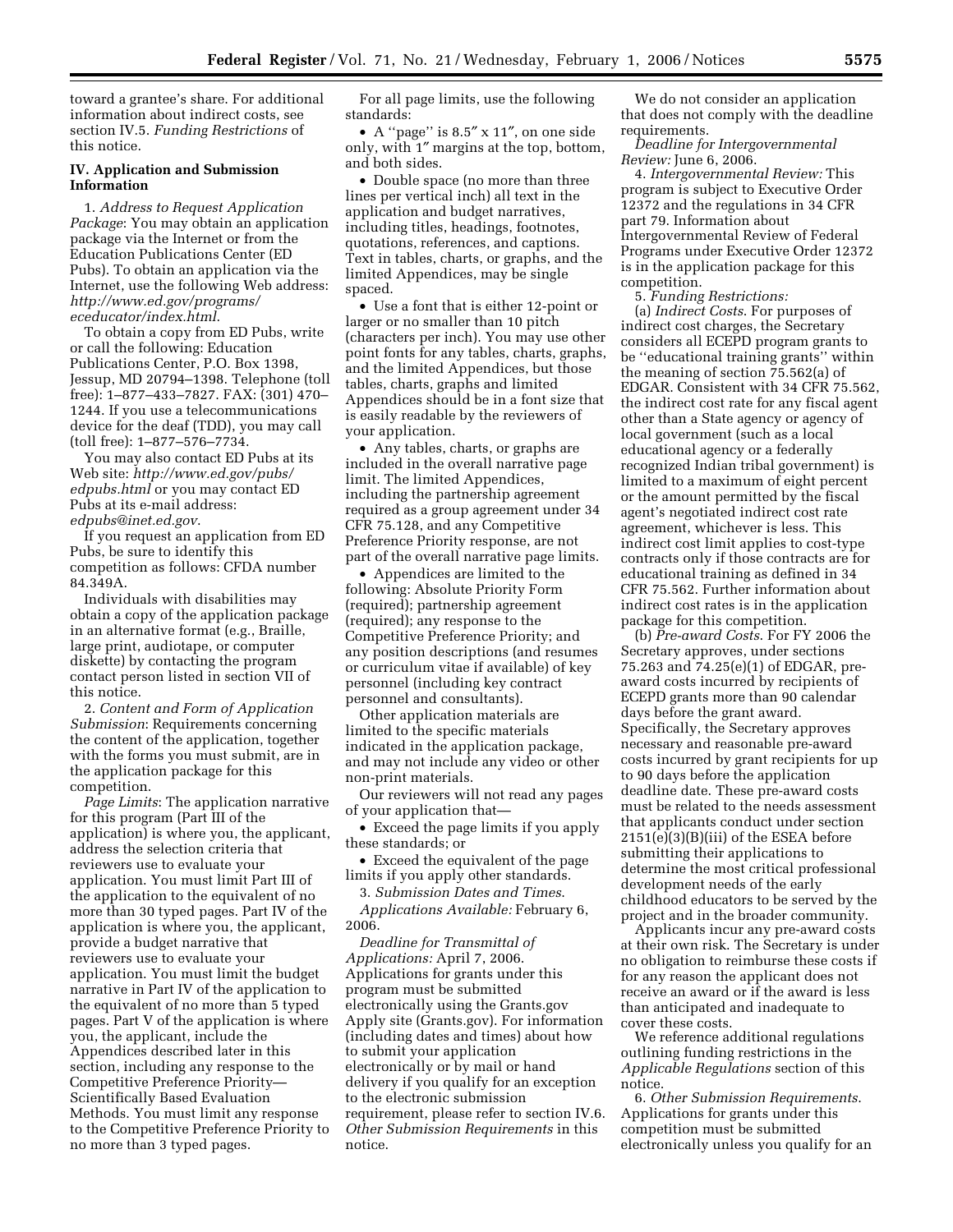toward a grantee's share. For additional information about indirect costs, see section IV.5. *Funding Restrictions* of this notice.

**IV. Application and Submission Information**

1. *Address to Request Application Package*: You may obtain an application package via the Internet or from the Education Publications Center (ED Pubs). To obtain an application via the Internet, use the following Web address: *http://www.ed.gov/programs/eceducator/index.html*.

To obtain a copy from ED Pubs, write or call the following: Education Publications Center, P.O. Box 1398, Jessup, MD 20794–1398. Telephone (toll free): 1–877–433–7827. FAX: (301) 470–1244. If you use a telecommunications device for the deaf (TDD), you may call (toll free): 1–877–576–7734.

You may also contact ED Pubs at its Web site: *http://www.ed.gov/pubs/edpubs.html* or you may contact ED Pubs at its e-mail address: *edpubs@inet.ed.gov*.

If you request an application from ED Pubs, be sure to identify this competition as follows: CFDA number 84.349A.

Individuals with disabilities may obtain a copy of the application package in an alternative format (e.g., Braille, large print, audiotape, or computer diskette) by contacting the program contact person listed in section VII of this notice.

2. *Content and Form of Application Submission*: Requirements concerning the content of the application, together with the forms you must submit, are in the application package for this competition.

*Page Limits*: The application narrative for this program (Part III of the application) is where you, the applicant, address the selection criteria that reviewers use to evaluate your application. You must limit Part III of the application to the equivalent of no more than 30 typed pages. Part IV of the application is where you, the applicant, provide a budget narrative that reviewers use to evaluate your application. You must limit the budget narrative in Part IV of the application to the equivalent of no more than 5 typed pages. Part V of the application is where you, the applicant, include the Appendices described later in this section, including any response to the Competitive Preference Priority—Scientifically Based Evaluation Methods. You must limit any response to the Competitive Preference Priority to no more than 3 typed pages.

For all page limits, use the following standards:

- A "page" is 8.5″ x 11″, on one side only, with 1″ margins at the top, bottom, and both sides.
- Double space (no more than three lines per vertical inch) all text in the application and budget narratives, including titles, headings, footnotes, quotations, references, and captions. Text in tables, charts, or graphs, and the limited Appendices, may be single spaced.
- Use a font that is either 12-point or larger or no smaller than 10 pitch (characters per inch). You may use other point fonts for any tables, charts, graphs, and the limited Appendices, but those tables, charts, graphs and limited Appendices should be in a font size that is easily readable by the reviewers of your application.
- Any tables, charts, or graphs are included in the overall narrative page limit. The limited Appendices, including the partnership agreement required as a group agreement under 34 CFR 75.128, and any Competitive Preference Priority response, are not part of the overall narrative page limits.
- Appendices are limited to the following: Absolute Priority Form (required); partnership agreement (required); any response to the Competitive Preference Priority; and any position descriptions (and resumes or curriculum vitae if available) of key personnel (including key contract personnel and consultants).

Other application materials are limited to the specific materials indicated in the application package, and may not include any video or other non-print materials.

Our reviewers will not read any pages of your application that—

- Exceed the page limits if you apply these standards; or
- Exceed the equivalent of the page limits if you apply other standards.

3. *Submission Dates and Times*.

*Applications Available:* February 6, 2006.

*Deadline for Transmittal of Applications:* April 7, 2006. Applications for grants under this program must be submitted electronically using the Grants.gov Apply site (Grants.gov). For information (including dates and times) about how to submit your application electronically or by mail or hand delivery if you qualify for an exception to the electronic submission requirement, please refer to section IV.6. *Other Submission Requirements* in this notice.

We do not consider an application that does not comply with the deadline requirements.

*Deadline for Intergovernmental Review:* June 6, 2006.

4. *Intergovernmental Review:* This program is subject to Executive Order 12372 and the regulations in 34 CFR part 79. Information about Intergovernmental Review of Federal Programs under Executive Order 12372 is in the application package for this competition.

5. *Funding Restrictions:*

(a) *Indirect Costs*. For purposes of indirect cost charges, the Secretary considers all ECEPD program grants to be "educational training grants" within the meaning of section 75.562(a) of EDGAR. Consistent with 34 CFR 75.562, the indirect cost rate for any fiscal agent other than a State agency or agency of local government (such as a local educational agency or a federally recognized Indian tribal government) is limited to a maximum of eight percent or the amount permitted by the fiscal agent's negotiated indirect cost rate agreement, whichever is less. This indirect cost limit applies to cost-type contracts only if those contracts are for educational training as defined in 34 CFR 75.562. Further information about indirect cost rates is in the application package for this competition.

(b) *Pre-award Costs*. For FY 2006 the Secretary approves, under sections 75.263 and 74.25(e)(1) of EDGAR, pre-award costs incurred by recipients of ECEPD grants more than 90 calendar days before the grant award. Specifically, the Secretary approves necessary and reasonable pre-award costs incurred by grant recipients for up to 90 days before the application deadline date. These pre-award costs must be related to the needs assessment that applicants conduct under section 2151(e)(3)(B)(iii) of the ESEA before submitting their applications to determine the most critical professional development needs of the early childhood educators to be served by the project and in the broader community.

Applicants incur any pre-award costs at their own risk. The Secretary is under no obligation to reimburse these costs if for any reason the applicant does not receive an award or if the award is less than anticipated and inadequate to cover these costs.

We reference additional regulations outlining funding restrictions in the *Applicable Regulations* section of this notice.

6. *Other Submission Requirements*. Applications for grants under this competition must be submitted electronically unless you qualify for an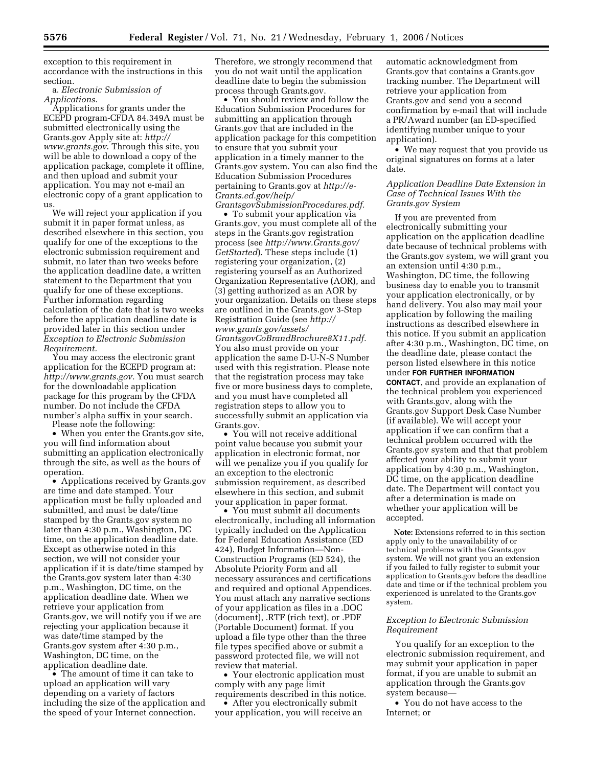exception to this requirement in accordance with the instructions in this section.

a. *Electronic Submission of Applications.*

Applications for grants under the ECEPD program-CFDA 84.349A must be submitted electronically using the Grants.gov Apply site at: *http://www.grants.gov*. Through this site, you will be able to download a copy of the application package, complete it offline, and then upload and submit your application. You may not e-mail an electronic copy of a grant application to us.

We will reject your application if you submit it in paper format unless, as described elsewhere in this section, you qualify for one of the exceptions to the electronic submission requirement and submit, no later than two weeks before the application deadline date, a written statement to the Department that you qualify for one of these exceptions. Further information regarding calculation of the date that is two weeks before the application deadline date is provided later in this section under *Exception to Electronic Submission Requirement.*

You may access the electronic grant application for the ECEPD program at: *http://www.grants.gov.* You must search for the downloadable application package for this program by the CFDA number. Do not include the CFDA number's alpha suffix in your search.

Please note the following:

• When you enter the Grants.gov site, you will find information about submitting an application electronically through the site, as well as the hours of operation.

• Applications received by Grants.gov are time and date stamped. Your application must be fully uploaded and submitted, and must be date/time stamped by the Grants.gov system no later than 4:30 p.m., Washington, DC time, on the application deadline date. Except as otherwise noted in this section, we will not consider your application if it is date/time stamped by the Grants.gov system later than 4:30 p.m., Washington, DC time, on the application deadline date. When we retrieve your application from Grants.gov, we will notify you if we are rejecting your application because it was date/time stamped by the Grants.gov system after 4:30 p.m., Washington, DC time, on the application deadline date.

• The amount of time it can take to upload an application will vary depending on a variety of factors including the size of the application and the speed of your Internet connection. Therefore, we strongly recommend that you do not wait until the application deadline date to begin the submission process through Grants.gov.

• You should review and follow the Education Submission Procedures for submitting an application through Grants.gov that are included in the application package for this competition to ensure that you submit your application in a timely manner to the Grants.gov system. You can also find the Education Submission Procedures pertaining to Grants.gov at *http://e-Grants.ed.gov/help/GrantsgovSubmissionProcedures.pdf.*

• To submit your application via Grants.gov, you must complete all of the steps in the Grants.gov registration process (see *http://www.Grants.gov/GetStarted*). These steps include (1) registering your organization, (2) registering yourself as an Authorized Organization Representative (AOR), and (3) getting authorized as an AOR by your organization. Details on these steps are outlined in the Grants.gov 3-Step Registration Guide (see *http://www.grants.gov/assets/GrantsgovCoBrandBrochure8X11.pdf.* You also must provide on your application the same D-U-N-S Number used with this registration. Please note that the registration process may take five or more business days to complete, and you must have completed all registration steps to allow you to successfully submit an application via Grants.gov.

• You will not receive additional point value because you submit your application in electronic format, nor will we penalize you if you qualify for an exception to the electronic submission requirement, as described elsewhere in this section, and submit your application in paper format.

• You must submit all documents electronically, including all information typically included on the Application for Federal Education Assistance (ED 424), Budget Information—Non-Construction Programs (ED 524), the Absolute Priority Form and all necessary assurances and certifications and required and optional Appendices. You must attach any narrative sections of your application as files in a .DOC (document), .RTF (rich text), or .PDF (Portable Document) format. If you upload a file type other than the three file types specified above or submit a password protected file, we will not review that material.

• Your electronic application must comply with any page limit requirements described in this notice.

• After you electronically submit your application, you will receive an automatic acknowledgment from Grants.gov that contains a Grants.gov tracking number. The Department will retrieve your application from Grants.gov and send you a second confirmation by e-mail that will include a PR/Award number (an ED-specified identifying number unique to your application).

• We may request that you provide us original signatures on forms at a later date.

*Application Deadline Date Extension in Case of Technical Issues With the Grants.gov System*

If you are prevented from electronically submitting your application on the application deadline date because of technical problems with the Grants.gov system, we will grant you an extension until 4:30 p.m., Washington, DC time, the following business day to enable you to transmit your application electronically, or by hand delivery. You also may mail your application by following the mailing instructions as described elsewhere in this notice. If you submit an application after 4:30 p.m., Washington, DC time, on the deadline date, please contact the person listed elsewhere in this notice under **FOR FURTHER INFORMATION CONTACT**, and provide an explanation of the technical problem you experienced with Grants.gov, along with the Grants.gov Support Desk Case Number (if available). We will accept your application if we can confirm that a technical problem occurred with the Grants.gov system and that that problem affected your ability to submit your application by 4:30 p.m., Washington, DC time, on the application deadline date. The Department will contact you after a determination is made on whether your application will be accepted.

**Note:** Extensions referred to in this section apply only to the unavailability of or technical problems with the Grants.gov system. We will not grant you an extension if you failed to fully register to submit your application to Grants.gov before the deadline date and time or if the technical problem you experienced is unrelated to the Grants.gov system.

*Exception to Electronic Submission Requirement*

You qualify for an exception to the electronic submission requirement, and may submit your application in paper format, if you are unable to submit an application through the Grants.gov system because—

• You do not have access to the Internet; or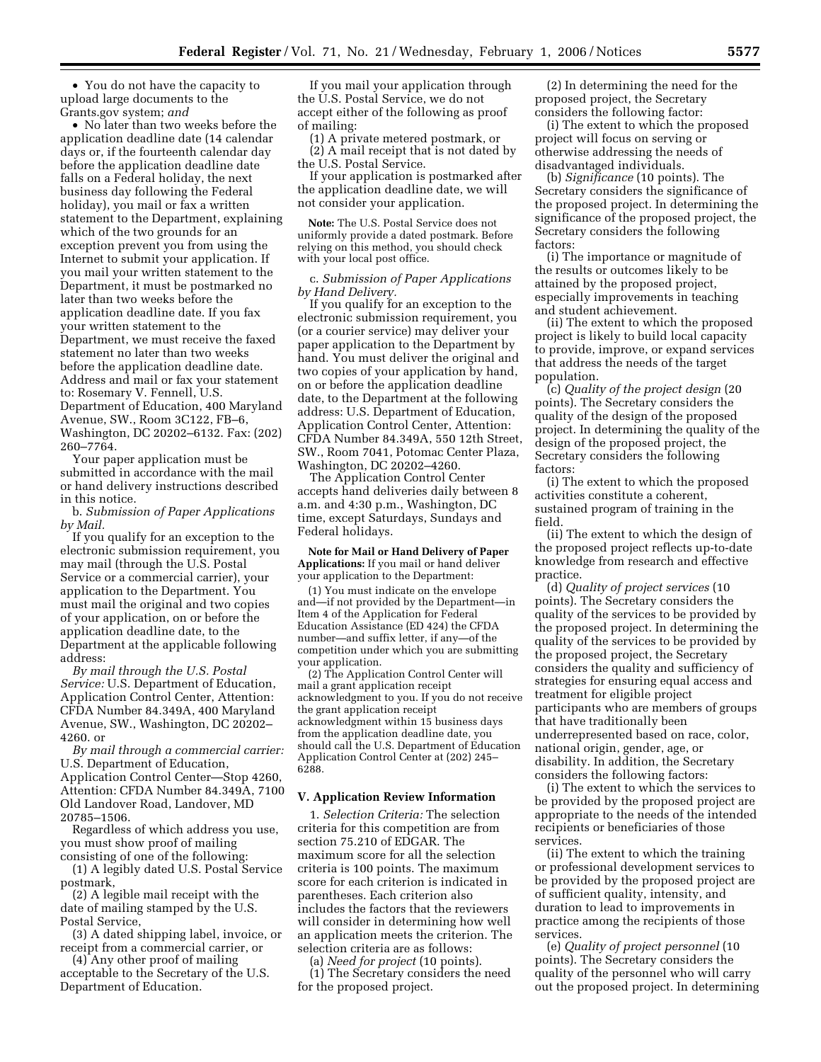- You do not have the capacity to upload large documents to the Grants.gov system; *and*
- No later than two weeks before the application deadline date (14 calendar days or, if the fourteenth calendar day before the application deadline date falls on a Federal holiday, the next business day following the Federal holiday), you mail or fax a written statement to the Department, explaining which of the two grounds for an exception prevent you from using the Internet to submit your application. If you mail your written statement to the Department, it must be postmarked no later than two weeks before the application deadline date. If you fax your written statement to the Department, we must receive the faxed statement no later than two weeks before the application deadline date. Address and mail or fax your statement to: Rosemary V. Fennell, U.S. Department of Education, 400 Maryland Avenue, SW., Room 3C122, FB–6, Washington, DC 20202–6132. Fax: (202) 260–7764.

Your paper application must be submitted in accordance with the mail or hand delivery instructions described in this notice.

b. *Submission of Paper Applications by Mail.*

If you qualify for an exception to the electronic submission requirement, you may mail (through the U.S. Postal Service or a commercial carrier), your application to the Department. You must mail the original and two copies of your application, on or before the application deadline date, to the Department at the applicable following address:

*By mail through the U.S. Postal Service:* U.S. Department of Education, Application Control Center, Attention: CFDA Number 84.349A, 400 Maryland Avenue, SW., Washington, DC 20202–4260. or

*By mail through a commercial carrier:* U.S. Department of Education, Application Control Center—Stop 4260, Attention: CFDA Number 84.349A, 7100 Old Landover Road, Landover, MD 20785–1506.

Regardless of which address you use, you must show proof of mailing consisting of one of the following:

(1) A legibly dated U.S. Postal Service postmark,

(2) A legible mail receipt with the date of mailing stamped by the U.S. Postal Service,

(3) A dated shipping label, invoice, or receipt from a commercial carrier, or

(4) Any other proof of mailing acceptable to the Secretary of the U.S. Department of Education.

If you mail your application through the U.S. Postal Service, we do not accept either of the following as proof of mailing:

(1) A private metered postmark, or

(2) A mail receipt that is not dated by the U.S. Postal Service.

If your application is postmarked after the application deadline date, we will not consider your application.

**Note:** The U.S. Postal Service does not uniformly provide a dated postmark. Before relying on this method, you should check with your local post office.

c. *Submission of Paper Applications by Hand Delivery.*

If you qualify for an exception to the electronic submission requirement, you (or a courier service) may deliver your paper application to the Department by hand. You must deliver the original and two copies of your application by hand, on or before the application deadline date, to the Department at the following address: U.S. Department of Education, Application Control Center, Attention: CFDA Number 84.349A, 550 12th Street, SW., Room 7041, Potomac Center Plaza, Washington, DC 20202–4260.

The Application Control Center accepts hand deliveries daily between 8 a.m. and 4:30 p.m., Washington, DC time, except Saturdays, Sundays and Federal holidays.

**Note for Mail or Hand Delivery of Paper Applications:** If you mail or hand deliver your application to the Department:

(1) You must indicate on the envelope and—if not provided by the Department—in Item 4 of the Application for Federal Education Assistance (ED 424) the CFDA number—and suffix letter, if any—of the competition under which you are submitting your application.

(2) The Application Control Center will mail a grant application receipt acknowledgment to you. If you do not receive the grant application receipt acknowledgment within 15 business days from the application deadline date, you should call the U.S. Department of Education Application Control Center at (202) 245–6288.

## V. Application Review Information

1. *Selection Criteria:* The selection criteria for this competition are from section 75.210 of EDGAR. The maximum score for all the selection criteria is 100 points. The maximum score for each criterion is indicated in parentheses. Each criterion also includes the factors that the reviewers will consider in determining how well an application meets the criterion. The selection criteria are as follows:

(a) *Need for project* (10 points).

(1) The Secretary considers the need for the proposed project.

(2) In determining the need for the proposed project, the Secretary considers the following factor:

(i) The extent to which the proposed project will focus on serving or otherwise addressing the needs of disadvantaged individuals.

(b) *Significance* (10 points). The Secretary considers the significance of the proposed project. In determining the significance of the proposed project, the Secretary considers the following factors:

(i) The importance or magnitude of the results or outcomes likely to be attained by the proposed project, especially improvements in teaching and student achievement.

(ii) The extent to which the proposed project is likely to build local capacity to provide, improve, or expand services that address the needs of the target population.

(c) *Quality of the project design* (20 points). The Secretary considers the quality of the design of the proposed project. In determining the quality of the design of the proposed project, the Secretary considers the following factors:

(i) The extent to which the proposed activities constitute a coherent, sustained program of training in the field.

(ii) The extent to which the design of the proposed project reflects up-to-date knowledge from research and effective practice.

(d) *Quality of project services* (10 points). The Secretary considers the quality of the services to be provided by the proposed project. In determining the quality of the services to be provided by the proposed project, the Secretary considers the quality and sufficiency of strategies for ensuring equal access and treatment for eligible project participants who are members of groups that have traditionally been underrepresented based on race, color, national origin, gender, age, or disability. In addition, the Secretary considers the following factors:

(i) The extent to which the services to be provided by the proposed project are appropriate to the needs of the intended recipients or beneficiaries of those services.

(ii) The extent to which the training or professional development services to be provided by the proposed project are of sufficient quality, intensity, and duration to lead to improvements in practice among the recipients of those services.

(e) *Quality of project personnel* (10 points). The Secretary considers the quality of the personnel who will carry out the proposed project. In determining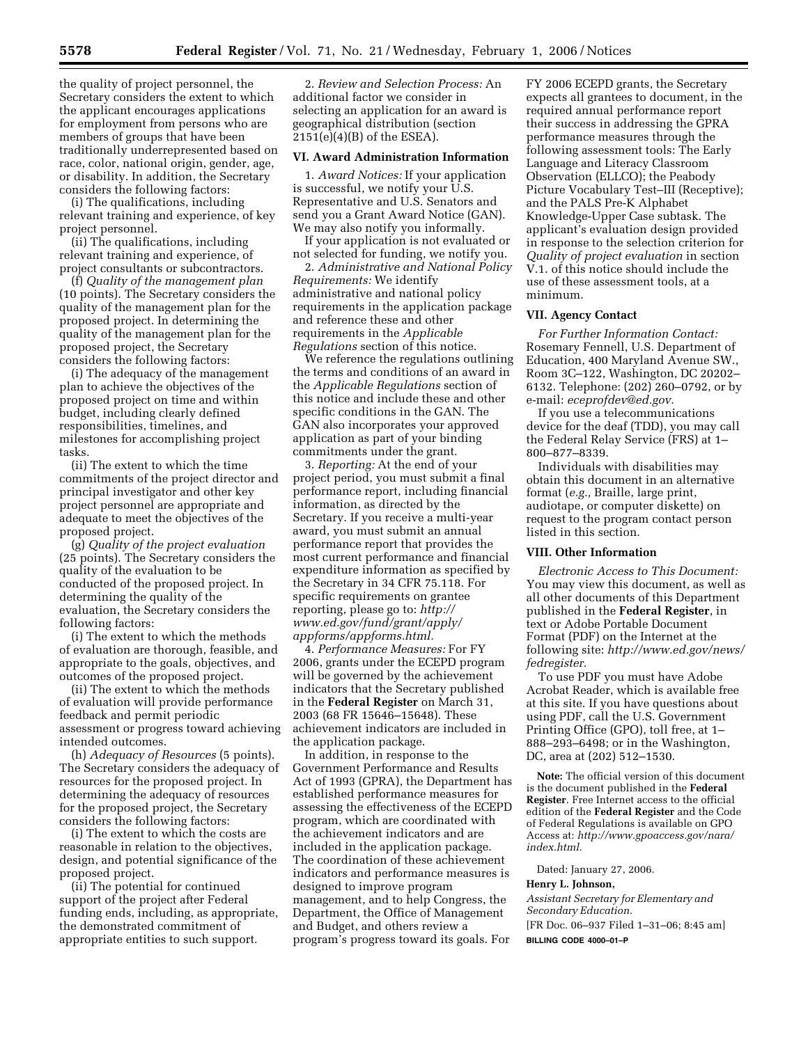the quality of project personnel, the Secretary considers the extent to which the applicant encourages applications for employment from persons who are members of groups that have been traditionally underrepresented based on race, color, national origin, gender, age, or disability. In addition, the Secretary considers the following factors:

(i) The qualifications, including relevant training and experience, of key project personnel.

(ii) The qualifications, including relevant training and experience, of project consultants or subcontractors.

(f) *Quality of the management plan* (10 points). The Secretary considers the quality of the management plan for the proposed project. In determining the quality of the management plan for the proposed project, the Secretary considers the following factors:

(i) The adequacy of the management plan to achieve the objectives of the proposed project on time and within budget, including clearly defined responsibilities, timelines, and milestones for accomplishing project tasks.

(ii) The extent to which the time commitments of the project director and principal investigator and other key project personnel are appropriate and adequate to meet the objectives of the proposed project.

(g) *Quality of the project evaluation* (25 points). The Secretary considers the quality of the evaluation to be conducted of the proposed project. In determining the quality of the evaluation, the Secretary considers the following factors:

(i) The extent to which the methods of evaluation are thorough, feasible, and appropriate to the goals, objectives, and outcomes of the proposed project.

(ii) The extent to which the methods of evaluation will provide performance feedback and permit periodic assessment or progress toward achieving intended outcomes.

(h) *Adequacy of Resources* (5 points). The Secretary considers the adequacy of resources for the proposed project. In determining the adequacy of resources for the proposed project, the Secretary considers the following factors:

(i) The extent to which the costs are reasonable in relation to the objectives, design, and potential significance of the proposed project.

(ii) The potential for continued support of the project after Federal funding ends, including, as appropriate, the demonstrated commitment of appropriate entities to such support.

2. *Review and Selection Process:* An additional factor we consider in selecting an application for an award is geographical distribution (section 2151(e)(4)(B) of the ESEA).

### VI. Award Administration Information

1. *Award Notices:* If your application is successful, we notify your U.S. Representative and U.S. Senators and send you a Grant Award Notice (GAN). We may also notify you informally.

If your application is not evaluated or not selected for funding, we notify you.

2. *Administrative and National Policy Requirements:* We identify administrative and national policy requirements in the application package and reference these and other requirements in the *Applicable Regulations* section of this notice.

We reference the regulations outlining the terms and conditions of an award in the *Applicable Regulations* section of this notice and include these and other specific conditions in the GAN. The GAN also incorporates your approved application as part of your binding commitments under the grant.

3. *Reporting:* At the end of your project period, you must submit a final performance report, including financial information, as directed by the Secretary. If you receive a multi-year award, you must submit an annual performance report that provides the most current performance and financial expenditure information as specified by the Secretary in 34 CFR 75.118. For specific requirements on grantee reporting, please go to: *http://www.ed.gov/fund/grant/apply/appforms/appforms.html.*

4. *Performance Measures:* For FY 2006, grants under the ECEPD program will be governed by the achievement indicators that the Secretary published in the **Federal Register** on March 31, 2003 (68 FR 15646–15648). These achievement indicators are included in the application package.

In addition, in response to the Government Performance and Results Act of 1993 (GPRA), the Department has established performance measures for assessing the effectiveness of the ECEPD program, which are coordinated with the achievement indicators and are included in the application package. The coordination of these achievement indicators and performance measures is designed to improve program management, and to help Congress, the Department, the Office of Management and Budget, and others review a program's progress toward its goals. For FY 2006 ECEPD grants, the Secretary expects all grantees to document, in the required annual performance report their success in addressing the GPRA performance measures through the following assessment tools: The Early Language and Literacy Classroom Observation (ELLCO); the Peabody Picture Vocabulary Test–III (Receptive); and the PALS Pre-K Alphabet Knowledge-Upper Case subtask. The applicant's evaluation design provided in response to the selection criterion for *Quality of project evaluation* in section V.1. of this notice should include the use of these assessment tools, at a minimum.

### VII. Agency Contact

*For Further Information Contact:* Rosemary Fennell, U.S. Department of Education, 400 Maryland Avenue SW., Room 3C–122, Washington, DC 20202–6132. Telephone: (202) 260–0792, or by e-mail: *eceprofdev@ed.gov.*

If you use a telecommunications device for the deaf (TDD), you may call the Federal Relay Service (FRS) at 1–800–877–8339.

Individuals with disabilities may obtain this document in an alternative format (*e.g.,* Braille, large print, audiotape, or computer diskette) on request to the program contact person listed in this section.

### VIII. Other Information

*Electronic Access to This Document:* You may view this document, as well as all other documents of this Department published in the **Federal Register**, in text or Adobe Portable Document Format (PDF) on the Internet at the following site: *http://www.ed.gov/news/fedregister.*

To use PDF you must have Adobe Acrobat Reader, which is available free at this site. If you have questions about using PDF, call the U.S. Government Printing Office (GPO), toll free, at 1–888–293–6498; or in the Washington, DC, area at (202) 512–1530.

**Note:** The official version of this document is the document published in the **Federal Register**. Free Internet access to the official edition of the **Federal Register** and the Code of Federal Regulations is available on GPO Access at: *http://www.gpoaccess.gov/nara/index.html.*

Dated: January 27, 2006.

**Henry L. Johnson,**

*Assistant Secretary for Elementary and Secondary Education.*

[FR Doc. 06–937 Filed 1–31–06; 8:45 am]

**BILLING CODE 4000–01–P**